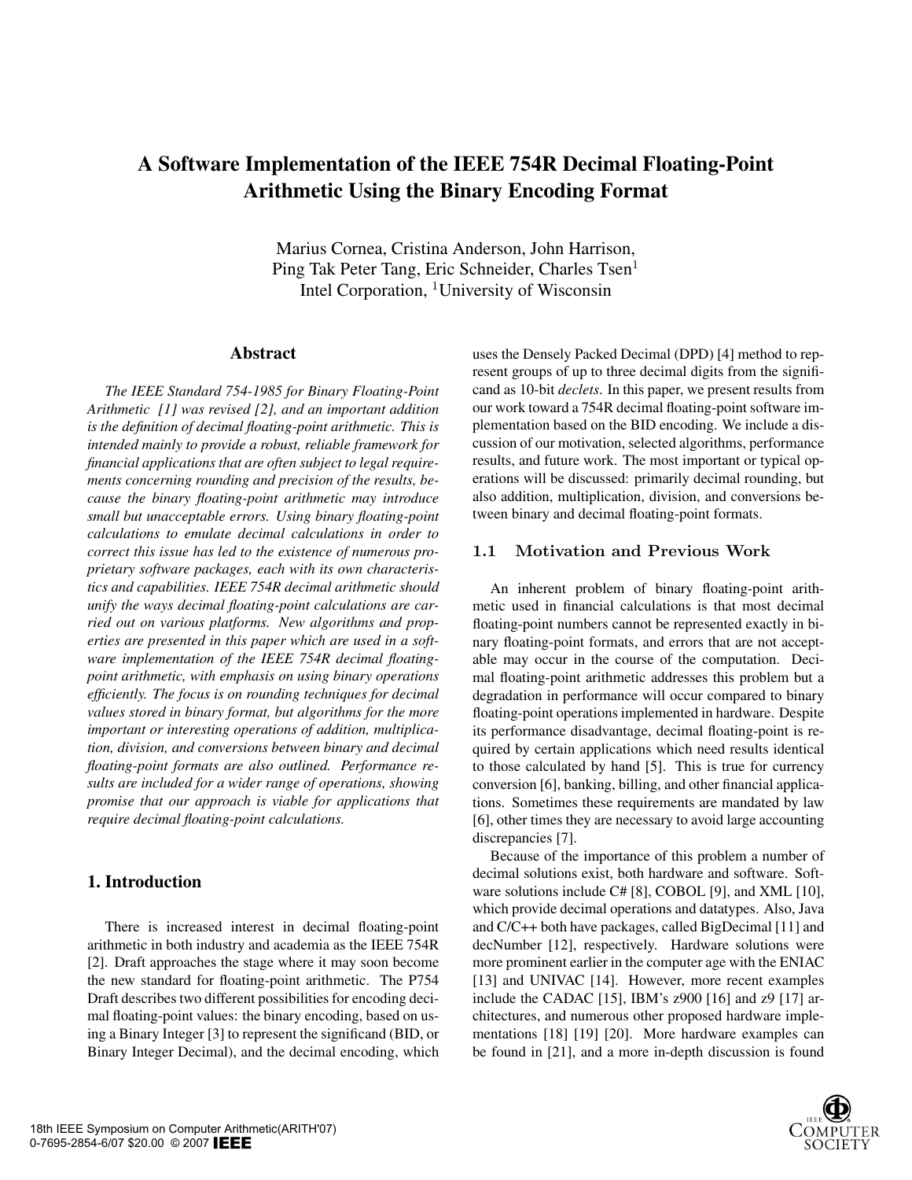# A Software Implementation of the IEEE 754R Decimal Floating-Point Arithmetic Using the Binary Encoding Format

Marius Cornea, Cristina Anderson, John Harrison,
Ping Tak Peter Tang, Eric Schneider, Charles Tsen[1]
Intel Corporation, [1]University of Wisconsin

## Abstract

*The IEEE Standard 754-1985 for Binary Floating-Point Arithmetic [1] was revised [2], and an important addition is the definition of decimal floating-point arithmetic. This is intended mainly to provide a robust, reliable framework for financial applications that are often subject to legal requirements concerning rounding and precision of the results, because the binary floating-point arithmetic may introduce small but unacceptable errors. Using binary floating-point calculations to emulate decimal calculations in order to correct this issue has led to the existence of numerous proprietary software packages, each with its own characteristics and capabilities. IEEE 754R decimal arithmetic should unify the ways decimal floating-point calculations are carried out on various platforms. New algorithms and properties are presented in this paper which are used in a software implementation of the IEEE 754R decimal floating-point arithmetic, with emphasis on using binary operations efficiently. The focus is on rounding techniques for decimal values stored in binary format, but algorithms for the more important or interesting operations of addition, multiplication, division, and conversions between binary and decimal floating-point formats are also outlined. Performance results are included for a wider range of operations, showing promise that our approach is viable for applications that require decimal floating-point calculations.*

## 1. Introduction

There is increased interest in decimal floating-point arithmetic in both industry and academia as the IEEE 754R [2]. Draft approaches the stage where it may soon become the new standard for floating-point arithmetic. The P754 Draft describes two different possibilities for encoding decimal floating-point values: the binary encoding, based on using a Binary Integer [3] to represent the significand (BID, or Binary Integer Decimal), and the decimal encoding, which uses the Densely Packed Decimal (DPD) [4] method to represent groups of up to three decimal digits from the significand as 10-bit *declets*. In this paper, we present results from our work toward a 754R decimal floating-point software implementation based on the BID encoding. We include a discussion of our motivation, selected algorithms, performance results, and future work. The most important or typical operations will be discussed: primarily decimal rounding, but also addition, multiplication, division, and conversions between binary and decimal floating-point formats.

### 1.1 Motivation and Previous Work

An inherent problem of binary floating-point arithmetic used in financial calculations is that most decimal floating-point numbers cannot be represented exactly in binary floating-point formats, and errors that are not acceptable may occur in the course of the computation. Decimal floating-point arithmetic addresses this problem but a degradation in performance will occur compared to binary floating-point operations implemented in hardware. Despite its performance disadvantage, decimal floating-point is required by certain applications which need results identical to those calculated by hand [5]. This is true for currency conversion [6], banking, billing, and other financial applications. Sometimes these requirements are mandated by law [6], other times they are necessary to avoid large accounting discrepancies [7].

Because of the importance of this problem a number of decimal solutions exist, both hardware and software. Software solutions include C# [8], COBOL [9], and XML [10], which provide decimal operations and datatypes. Also, Java and C/C++ both have packages, called BigDecimal [11] and decNumber [12], respectively. Hardware solutions were more prominent earlier in the computer age with the ENIAC [13] and UNIVAC [14]. However, more recent examples include the CADAC [15], IBM's z900 [16] and z9 [17] architectures, and numerous other proposed hardware implementations [18] [19] [20]. More hardware examples can be found in [21], and a more in-depth discussion is found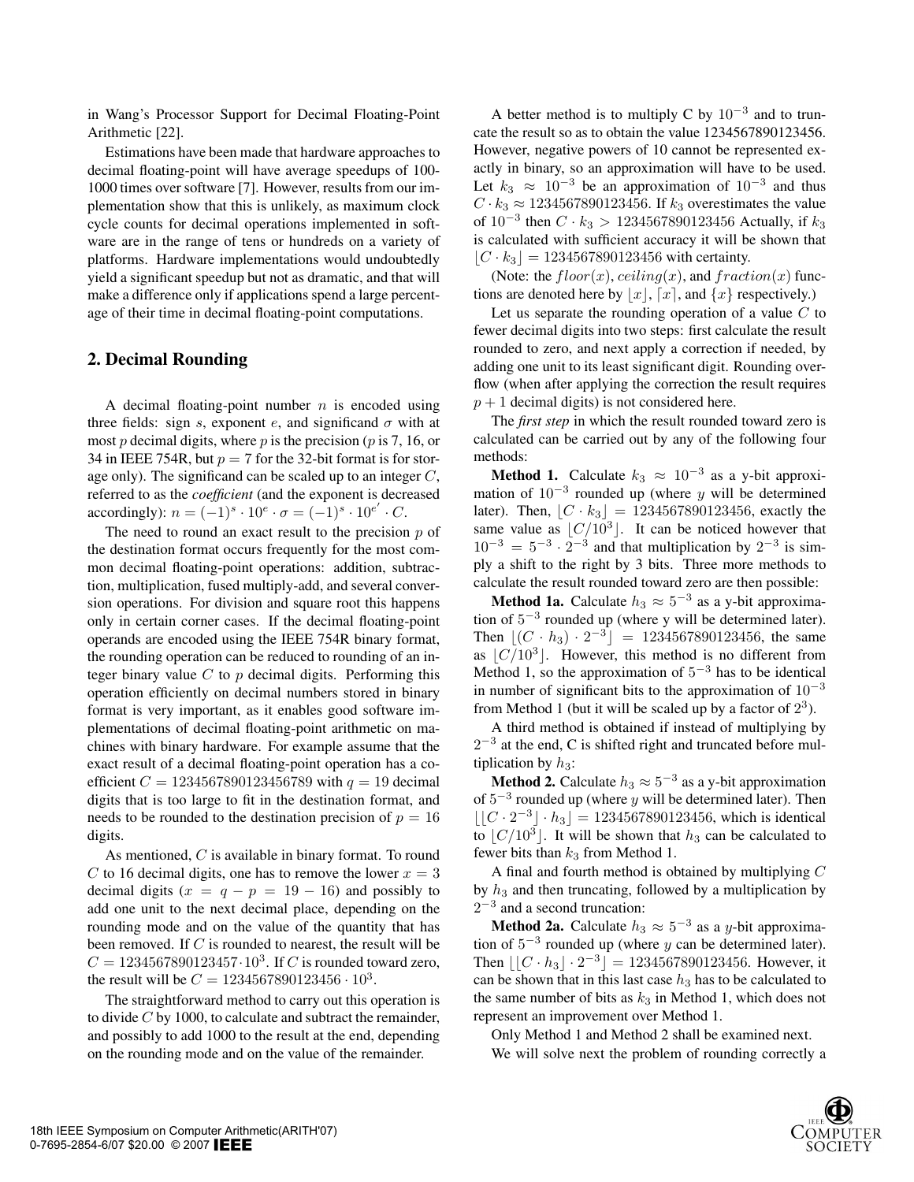in Wang's Processor Support for Decimal Floating-Point Arithmetic [22].

Estimations have been made that hardware approaches to decimal floating-point will have average speedups of 100-1000 times over software [7]. However, results from our implementation show that this is unlikely, as maximum clock cycle counts for decimal operations implemented in software are in the range of tens or hundreds on a variety of platforms. Hardware implementations would undoubtedly yield a significant speedup but not as dramatic, and that will make a difference only if applications spend a large percentage of their time in decimal floating-point computations.

## 2. Decimal Rounding

A decimal floating-point number $n$ is encoded using three fields: sign $s$, exponent $e$, and significand $\sigma$ with at most $p$ decimal digits, where $p$ is the precision ($p$ is 7, 16, or 34 in IEEE 754R, but $p = 7$ for the 32-bit format is for storage only). The significand can be scaled up to an integer $C$, referred to as the *coefficient* (and the exponent is decreased accordingly): $n = (-1)^s \cdot 10^e \cdot \sigma = (-1)^s \cdot 10^{e'} \cdot C$.

The need to round an exact result to the precision $p$ of the destination format occurs frequently for the most common decimal floating-point operations: addition, subtraction, multiplication, fused multiply-add, and several conversion operations. For division and square root this happens only in certain corner cases. If the decimal floating-point operands are encoded using the IEEE 754R binary format, the rounding operation can be reduced to rounding of an integer binary value $C$ to $p$ decimal digits. Performing this operation efficiently on decimal numbers stored in binary format is very important, as it enables good software implementations of decimal floating-point arithmetic on machines with binary hardware. For example assume that the exact result of a decimal floating-point operation has a coefficient $C = 1234567890123456789$ with $q = 19$ decimal digits that is too large to fit in the destination format, and needs to be rounded to the destination precision of $p = 16$ digits.

As mentioned, $C$ is available in binary format. To round $C$ to 16 decimal digits, one has to remove the lower $x = 3$ decimal digits ($x = q - p = 19 - 16$) and possibly to add one unit to the next decimal place, depending on the rounding mode and on the value of the quantity that has been removed. If $C$ is rounded to nearest, the result will be $C = 1234567890123457 \cdot 10^3$. If $C$ is rounded toward zero, the result will be $C = 1234567890123456 \cdot 10^3$.

The straightforward method to carry out this operation is to divide $C$ by 1000, to calculate and subtract the remainder, and possibly to add 1000 to the result at the end, depending on the rounding mode and on the value of the remainder.

A better method is to multiply C by $10^{-3}$ and to truncate the result so as to obtain the value 1234567890123456. However, negative powers of 10 cannot be represented exactly in binary, so an approximation will have to be used. Let $k_3 \approx 10^{-3}$ be an approximation of $10^{-3}$ and thus $C \cdot k_3 \approx 1234567890123456$. If $k_3$ overestimates the value of $10^{-3}$ then $C \cdot k_3 > 1234567890123456$ Actually, if $k_3$ is calculated with sufficient accuracy it will be shown that $\lfloor C \cdot k_3 \rfloor = 1234567890123456$ with certainty.

(Note: the $floor(x)$, $ceiling(x)$, and $fraction(x)$ functions are denoted here by $\lfloor x \rfloor$, $\lceil x \rceil$, and $\{x\}$ respectively.)

Let us separate the rounding operation of a value $C$ to fewer decimal digits into two steps: first calculate the result rounded to zero, and next apply a correction if needed, by adding one unit to its least significant digit. Rounding overflow (when after applying the correction the result requires $p + 1$ decimal digits) is not considered here.

The *first step* in which the result rounded toward zero is calculated can be carried out by any of the following four methods:

**Method 1.** Calculate $k_3 \approx 10^{-3}$ as a y-bit approximation of $10^{-3}$ rounded up (where $y$ will be determined later). Then, $\lfloor C \cdot k_3 \rfloor = 1234567890123456$, exactly the same value as $\lfloor C/10^3 \rfloor$. It can be noticed however that $10^{-3} = 5^{-3} \cdot 2^{-3}$ and that multiplication by $2^{-3}$ is simply a shift to the right by 3 bits. Three more methods to calculate the result rounded toward zero are then possible:

**Method 1a.** Calculate $h_3 \approx 5^{-3}$ as a y-bit approximation of $5^{-3}$ rounded up (where y will be determined later). Then $\lfloor (C \cdot h_3) \cdot 2^{-3} \rfloor = 1234567890123456$, the same as $\lfloor C/10^3 \rfloor$. However, this method is no different from Method 1, so the approximation of $5^{-3}$ has to be identical in number of significant bits to the approximation of $10^{-3}$ from Method 1 (but it will be scaled up by a factor of $2^3$).

A third method is obtained if instead of multiplying by $2^{-3}$ at the end, C is shifted right and truncated before multiplication by $h_3$:

**Method 2.** Calculate $h_3 \approx 5^{-3}$ as a y-bit approximation of $5^{-3}$ rounded up (where $y$ will be determined later). Then $\lfloor \lfloor C \cdot 2^{-3} \rfloor \cdot h_3 \rfloor = 1234567890123456$, which is identical to $\lfloor C/10^3 \rfloor$. It will be shown that $h_3$ can be calculated to fewer bits than $k_3$ from Method 1.

A final and fourth method is obtained by multiplying $C$ by $h_3$ and then truncating, followed by a multiplication by $2^{-3}$ and a second truncation:

**Method 2a.** Calculate $h_3 \approx 5^{-3}$ as a $y$-bit approximation of $5^{-3}$ rounded up (where $y$ can be determined later). Then $\lfloor \lfloor C \cdot h_3 \rfloor \cdot 2^{-3} \rfloor = 1234567890123456$. However, it can be shown that in this last case $h_3$ has to be calculated to the same number of bits as $k_3$ in Method 1, which does not represent an improvement over Method 1.

Only Method 1 and Method 2 shall be examined next.

We will solve next the problem of rounding correctly a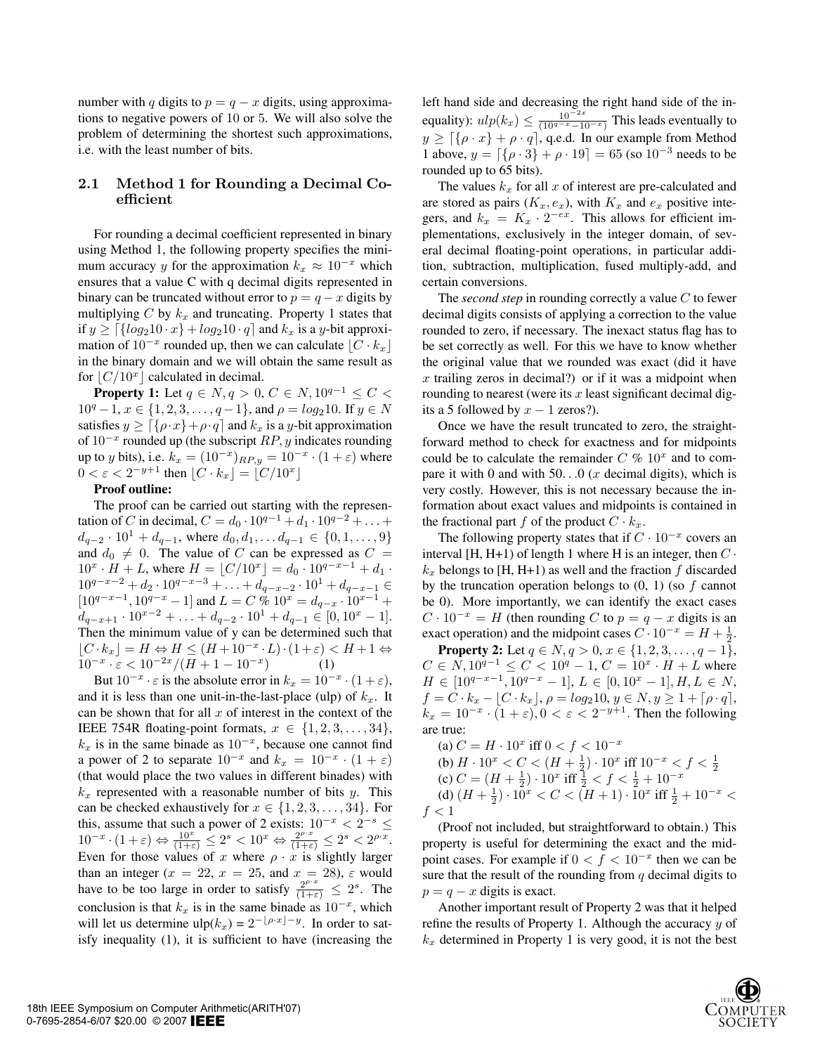number with $q$ digits to $p = q - x$ digits, using approximations to negative powers of 10 or 5. We will also solve the problem of determining the shortest such approximations, i.e. with the least number of bits.

### 2.1 Method 1 for Rounding a Decimal Coefficient

For rounding a decimal coefficient represented in binary using Method 1, the following property specifies the minimum accuracy $y$ for the approximation $k_x \approx 10^{-x}$ which ensures that a value C with q decimal digits represented in binary can be truncated without error to $p = q - x$ digits by multiplying $C$ by $k_x$ and truncating. Property 1 states that if $y \geq \lceil \{log_2 10 \cdot x\} + log_2 10 \cdot q \rceil$ and $k_x$ is a $y$-bit approximation of $10^{-x}$ rounded up, then we can calculate $\lfloor C \cdot k_x \rfloor$ in the binary domain and we will obtain the same result as for $\lfloor C/10^x \rfloor$ calculated in decimal.

**Property 1:** Let $q \in N, q > 0, C \in N, 10^{q-1} \leq C < 10^q - 1, x \in \{1, 2, 3, \ldots, q-1\}$, and $\rho = log_2 10$. If $y \in N$ satisfies $y \geq \lceil \{\rho \cdot x\} + \rho \cdot q \rceil$ and $k_x$ is a $y$-bit approximation of $10^{-x}$ rounded up (the subscript $RP, y$ indicates rounding up to $y$ bits), i.e. $k_x = (10^{-x})_{RP,y} = 10^{-x} \cdot (1 + \varepsilon)$ where $0 < \varepsilon < 2^{-y+1}$ then $\lfloor C \cdot k_x \rfloor = \lfloor C/10^x \rfloor$

**Proof outline:**

The proof can be carried out starting with the representation of $C$ in decimal, $C = d_0 \cdot 10^{q-1} + d_1 \cdot 10^{q-2} + \ldots + d_{q-2} \cdot 10^1 + d_{q-1}$, where $d_0, d_1, \ldots d_{q-1} \in \{0, 1, \ldots, 9\}$ and $d_0 \neq 0$. The value of $C$ can be expressed as $C = 10^x \cdot H + L$, where $H = \lfloor C/10^x \rfloor = d_0 \cdot 10^{q-x-1} + d_1 \cdot 10^{q-x-2} + d_2 \cdot 10^{q-x-3} + \ldots + d_{q-x-2} \cdot 10^1 + d_{q-x-1} \in [10^{q-x-1}, 10^{q-x} - 1]$ and $L = C \,\%\, 10^x = d_{q-x} \cdot 10^{x-1} + d_{q-x+1} \cdot 10^{x-2} + \ldots + d_{q-2} \cdot 10^1 + d_{q-1} \in [0, 10^x - 1]$. Then the minimum value of $y$ can be determined such that $\lfloor C \cdot k_x \rfloor = H \Leftrightarrow H \leq (H + 10^{-x} \cdot L) \cdot (1 + \varepsilon) < H + 1 \Leftrightarrow 10^{-x} \cdot \varepsilon < 10^{-2x} / (H + 1 - 10^{-x})$ (1)

But $10^{-x} \cdot \varepsilon$ is the absolute error in $k_x = 10^{-x} \cdot (1 + \varepsilon)$, and it is less than one unit-in-the-last-place (ulp) of $k_x$. It can be shown that for all $x$ of interest in the context of the IEEE 754R floating-point formats, $x \in \{1, 2, 3, \ldots, 34\}$, $k_x$ is in the same binade as $10^{-x}$, because one cannot find a power of 2 to separate $10^{-x}$ and $k_x = 10^{-x} \cdot (1 + \varepsilon)$ (that would place the two values in different binades) with $k_x$ represented with a reasonable number of bits $y$. This can be checked exhaustively for $x \in \{1, 2, 3, \ldots, 34\}$. For this, assume that such a power of y exists: $10^{-x} < 2^{-s} \leq 10^{-x} \cdot (1 + \varepsilon) \Leftrightarrow \frac{10^x}{(1+\varepsilon)} \leq 2^s < 10^x \Leftrightarrow \frac{2^{\rho \cdot x}}{(1+\varepsilon)} \leq 2^s < 2^{\rho \cdot x}$. Even for those values of $x$ where $\rho \cdot x$ is slightly larger than an integer ($x = 22$, $x = 25$, and $x = 28$), $\varepsilon$ would have to be too large in order to satisfy $\frac{2^{\rho \cdot x}}{(1+\varepsilon)} \leq 2^s$. The conclusion is that $k_x$ is in the same binade as $10^{-x}$, which will let us determine ulp($k_x$) = $2^{-\lfloor \rho \cdot x \rfloor - y}$. In order to satisfy inequality (1), it is sufficient to have (increasing the left hand side and decreasing the right hand side of the inequality): $ulp(k_x) \leq \frac{10^{-2x}}{(10^{q-x} - 10^{-x})}$ This leads eventually to $y \geq \lceil \{\rho \cdot x\} + \rho \cdot q \rceil$, q.e.d. In our example from Method 1 above, $y = \lceil \{\rho \cdot 3\} + \rho \cdot 19 \rceil = 65$ (so $10^{-3}$ needs to be rounded up to 65 bits).

The values $k_x$ for all $x$ of interest are pre-calculated and are stored as pairs $(K_x, e_x)$, with $K_x$ and $e_x$ positive integers, and $k_x = K_x \cdot 2^{-ex}$. This allows for efficient implementations, exclusively in the integer domain, of several decimal floating-point operations, in particular addition, subtraction, multiplication, fused multiply-add, and certain conversions.

The *second step* in rounding correctly a value $C$ to fewer decimal digits consists of applying a correction to the value rounded to zero, if necessary. The inexact status flag has to be set correctly as well. For this we have to know whether the original value that we rounded was exact (did it have $x$ trailing zeros in decimal?) or if it was a midpoint when rounding to nearest (were its $x$ least significant decimal digits a 5 followed by $x - 1$ zeros?).

Once we have the result truncated to zero, the straightforward method to check for exactness and for midpoints could be to calculate the remainder $C \,\%\, 10^x$ and to compare it with 0 and with 50. . .0 ($x$ decimal digits), which is very costly. However, this is not necessary because the information about exact values and midpoints is contained in the fractional part $f$ of the product $C \cdot k_x$.

The following property states that if $C \cdot 10^{-x}$ covers an interval [H, H+1) of length 1 where H is an integer, then $C \cdot k_x$ belongs to [H, H+1) as well and the fraction $f$ discarded by the truncation operation belongs to (0, 1) (so $f$ cannot be 0). More importantly, we can identify the exact cases $C \cdot 10^{-x} = H$ (then rounding $C$ to $p = q - x$ digits is an exact operation) and the midpoint cases $C \cdot 10^{-x} = H + \frac{1}{2}$.

**Property 2:** Let $q \in N, q > 0, x \in \{1, 2, 3, \ldots, q-1\}$, $C \in N, 10^{q-1} \leq C < 10^q - 1$, $C = 10^x \cdot H + L$ where $H \in [10^{q-x-1}, 10^{q-x} - 1]$, $L \in [0, 10^x - 1]$, $H, L \in N$, $f = C \cdot k_x - \lfloor C \cdot k_x \rfloor$, $\rho = log_2 10$, $y \in N, y \geq 1 + \lceil \rho \cdot q \rceil$, $k_x = 10^{-x} \cdot (1 + \varepsilon), 0 < \varepsilon < 2^{-y+1}$. Then the following are true:

(a) $C = H \cdot 10^x$ iff $0 < f < 10^{-x}$

(b) $H \cdot 10^x < C < (H + \frac{1}{2}) \cdot 10^x$ iff $10^{-x} < f < \frac{1}{2}$

(c) $C = (H + \frac{1}{2}) \cdot 10^x$ iff $\frac{1}{2} < f < \frac{1}{2} + 10^{-x}$

(d) $(H + \frac{1}{2}) \cdot 10^x < C < (H + 1) \cdot 10^x$ iff $\frac{1}{2} + 10^{-x} < f < 1$

(Proof not included, but straightforward to obtain.) This property is useful for determining the exact and the midpoint cases. For example if $0 < f < 10^{-x}$ then we can be sure that the result of the rounding from $q$ decimal digits to $p = q - x$ digits is exact.

Another important result of Property 2 was that it helped refine the results of Property 1. Although the accuracy $y$ of $k_x$ determined in Property 1 is very good, it is not the best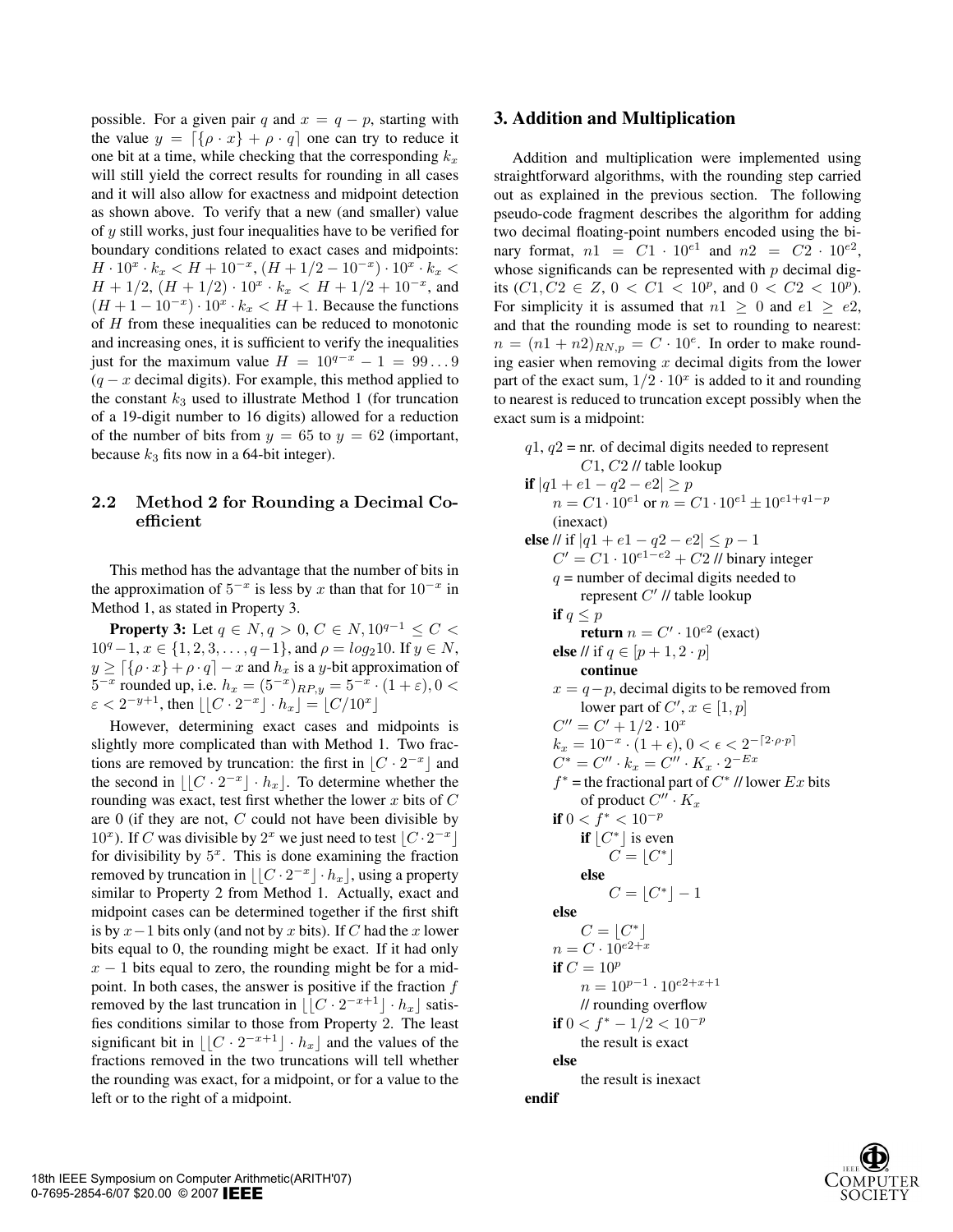possible. For a given pair $q$ and $x = q - p$, starting with the value $y = \lceil\{\rho \cdot x\} + \rho \cdot q\rceil$ one can try to reduce it one bit at a time, while checking that the corresponding $k_x$ will still yield the correct results for rounding in all cases and it will also allow for exactness and midpoint detection as shown above. To verify that a new (and smaller) value of $y$ still works, just four inequalities have to be verified for boundary conditions related to exact cases and midpoints: $H \cdot 10^x \cdot k_x < H + 10^{-x}$, $(H + 1/2 - 10^{-x}) \cdot 10^x \cdot k_x < H + 1/2$, $(H + 1/2) \cdot 10^x \cdot k_x < H + 1/2 + 10^{-x}$, and $(H + 1 - 10^{-x}) \cdot 10^x \cdot k_x < H + 1$. Because the functions of $H$ from these inequalities can be reduced to monotonic and increasing ones, it is sufficient to verify the inequalities just for the maximum value $H = 10^{q-x} - 1 = 99\ldots9$ ($q - x$ decimal digits). For example, this method applied to the constant $k_3$ used to illustrate Method 1 (for truncation of a 19-digit number to 16 digits) allowed for a reduction of the number of bits from $y = 65$ to $y = 62$ (important, because $k_3$ fits now in a 64-bit integer).

### 2.2 Method 2 for Rounding a Decimal Coefficient

This method has the advantage that the number of bits in the approximation of $5^{-x}$ is less by $x$ than that for $10^{-x}$ in Method 1, as stated in Property 3.

**Property 3:** Let $q \in N, q > 0$, $C \in N, 10^{q-1} \leq C < 10^q - 1$, $x \in \{1, 2, 3, \ldots, q-1\}$, and $\rho = log_2 10$. If $y \in N$, $y \geq \lceil\{\rho \cdot x\} + \rho \cdot q\rceil - x$ and $h_x$ is a $y$-bit approximation of $5^{-x}$ rounded up, i.e. $h_x = (5^{-x})_{RP,y} = 5^{-x} \cdot (1 + \varepsilon)$, $0 < \varepsilon < 2^{-y+1}$, then $\lfloor\lfloor C \cdot 2^{-x}\rfloor \cdot h_x\rfloor = \lfloor C/10^x\rfloor$

However, determining exact cases and midpoints is slightly more complicated than with Method 1. Two fractions are removed by truncation: the first in $\lfloor C \cdot 2^{-x}\rfloor$ and the second in $\lfloor\lfloor C \cdot 2^{-x}\rfloor \cdot h_x\rfloor$. To determine whether the rounding was exact, test first whether the lower $x$ bits of $C$ are 0 (if they are not, $C$ could not have been divisible by $10^x$). If $C$ was divisible by $2^x$ we just need to test $\lfloor C \cdot 2^{-x}\rfloor$ for divisibility by $5^x$. This is done examining the fraction removed by truncation in $\lfloor\lfloor C \cdot 2^{-x}\rfloor \cdot h_x\rfloor$, using a property similar to Property 2 from Method 1. Actually, exact and midpoint cases can be determined together if the first shift is by $x-1$ bits only (and not by $x$ bits). If $C$ had the $x$ lower bits equal to 0, the rounding might be exact. If it had only $x - 1$ bits equal to zero, the rounding might be for a midpoint. In both cases, the answer is positive if the fraction $f$ removed by the last truncation in $\lfloor\lfloor C \cdot 2^{-x+1}\rfloor \cdot h_x\rfloor$ satisfies conditions similar to those from Property 2. The least significant bit in $\lfloor\lfloor C \cdot 2^{-x+1}\rfloor \cdot h_x\rfloor$ and the values of the fractions removed in the two truncations will tell whether the rounding was exact, for a midpoint, or for a value to the left or to the right of a midpoint.

## 3. Addition and Multiplication

Addition and multiplication were implemented using straightforward algorithms, with the rounding step carried out as explained in the previous section. The following pseudo-code fragment describes the algorithm for adding two decimal floating-point numbers encoded using the binary format, $n1 = C1 \cdot 10^{e1}$ and $n2 = C2 \cdot 10^{e2}$, whose significands can be represented with $p$ decimal digits ($C1, C2 \in Z$, $0 < C1 < 10^p$, and $0 < C2 < 10^p$). For simplicity it is assumed that $n1 \geq 0$ and $e1 \geq e2$, and that the rounding mode is set to rounding to nearest: $n = (n1 + n2)_{RN,p} = C \cdot 10^e$. In order to make rounding easier when removing $x$ decimal digits from the lower part of the exact sum, $1/2 \cdot 10^x$ is added to it and rounding to nearest is reduced to truncation except possibly when the exact sum is a midpoint:

$q1$, $q2$ = nr. of decimal digits needed to represent
  $C1$, $C2$ // table lookup
**if** $|q1 + e1 - q2 - e2| \geq p$
  $n = C1 \cdot 10^{e1}$ or $n = C1 \cdot 10^{e1} \pm 10^{e1+q1-p}$
  (inexact)
**else** // if $|q1 + e1 - q2 - e2| \leq p - 1$
  $C' = C1 \cdot 10^{e1-e2} + C2$ // binary integer
  $q$ = number of decimal digits needed to
    represent $C'$ // table lookup
  **if** $q \leq p$
    **return** $n = C' \cdot 10^{e2}$ (exact)
  **else** // if $q \in [p + 1, 2 \cdot p]$
    **continue**
  $x = q - p$, decimal digits to be removed from
    lower part of $C'$, $x \in [1, p]$
  $C'' = C' + 1/2 \cdot 10^x$
  $k_x = 10^{-x} \cdot (1 + \epsilon)$, $0 < \epsilon < 2^{-\lceil 2 \cdot \rho \cdot p\rceil}$
  $C^* = C'' \cdot k_x = C'' \cdot K_x \cdot 2^{-Ex}$
  $f^*$ = the fractional part of $C^*$ // lower $Ex$ bits
    of product $C'' \cdot K_x$
  **if** $0 < f^* < 10^{-p}$
    **if** $\lfloor C^*\rfloor$ is even
      $C = \lfloor C^*\rfloor$
    **else**
      $C = \lfloor C^*\rfloor - 1$
  **else**
    $C = \lfloor C^*\rfloor$
  $n = C \cdot 10^{e2+x}$
  **if** $C = 10^p$
    $n = 10^{p-1} \cdot 10^{e2+x+1}$
    // rounding overflow
  **if** $0 < f^* - 1/2 < 10^{-p}$
    the result is exact
  **else**
    the result is inexact
**endif**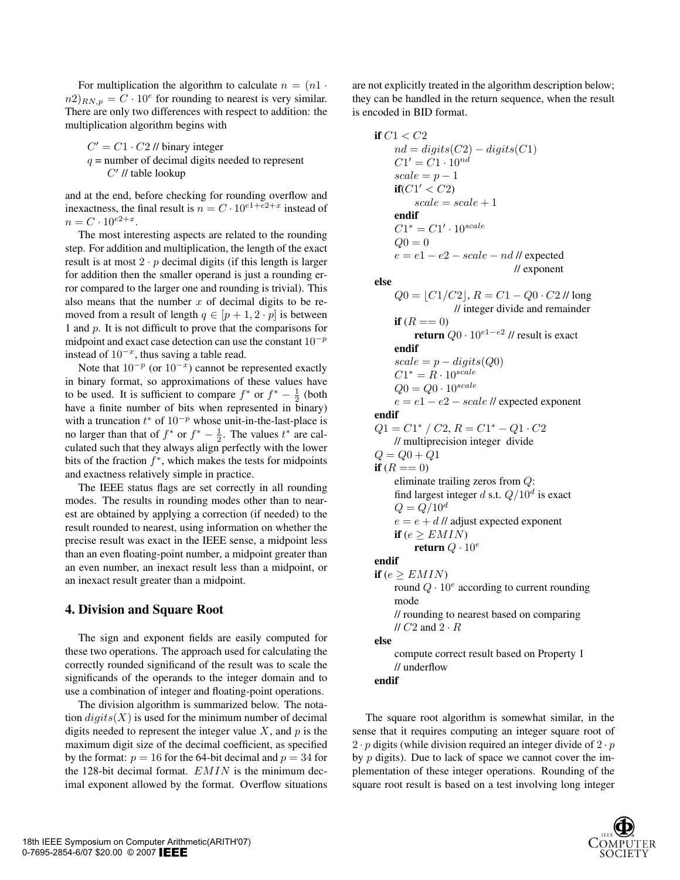For multiplication the algorithm to calculate $n = (n1 \cdot n2)_{RN,p} = C \cdot 10^e$ for rounding to nearest is very similar. There are only two differences with respect to addition: the multiplication algorithm begins with

```
C' = C1 · C2 // binary integer
q = number of decimal digits needed to represent
    C' // table lookup
```

and at the end, before checking for rounding overflow and inexactness, the final result is $n = C \cdot 10^{e1+e2+x}$ instead of $n = C \cdot 10^{e2+x}$.

The most interesting aspects are related to the rounding step. For addition and multiplication, the length of the exact result is at most $2 \cdot p$ decimal digits (if this length is larger for addition then the smaller operand is just a rounding error compared to the larger one and rounding is trivial). This also means that the number $x$ of decimal digits to be removed from a result of length $q \in [p+1, 2 \cdot p]$ is between 1 and $p$. It is not difficult to prove that the comparisons for midpoint and exact case detection can use the constant $10^{-p}$ instead of $10^{-x}$, thus saving a table read.

Note that $10^{-p}$ (or $10^{-x}$) cannot be represented exactly in binary format, so approximations of these values have to be used. It is sufficient to compare $f^*$ or $f^* - \frac{1}{2}$ (both have a finite number of bits when represented in binary) with a truncation $t^*$ of $10^{-p}$ whose unit-in-the-last-place is no larger than that of $f^*$ or $f^* - \frac{1}{2}$. The values $t^*$ are calculated such that they always align perfectly with the lower bits of the fraction $f^*$, which makes the tests for midpoints and exactness relatively simple in practice.

The IEEE status flags are set correctly in all rounding modes. The results in rounding modes other than to nearest are obtained by applying a correction (if needed) to the result rounded to nearest, using information on whether the precise result was exact in the IEEE sense, a midpoint less than an even floating-point number, a midpoint greater than an even number, an inexact result less than a midpoint, or an inexact result greater than a midpoint.

## 4. Division and Square Root

The sign and exponent fields are easily computed for these two operations. The approach used for calculating the correctly rounded significand of the result was to scale the significands of the operands to the integer domain and to use a combination of integer and floating-point operations.

The division algorithm is summarized below. The notation $digits(X)$ is used for the minimum number of decimal digits needed to represent the integer value $X$, and $p$ is the maximum digit size of the decimal coefficient, as specified by the format: $p = 16$ for the 64-bit decimal and $p = 34$ for the 128-bit decimal format. $EMIN$ is the minimum decimal exponent allowed by the format. Overflow situations are not explicitly treated in the algorithm description below; they can be handled in the return sequence, when the result is encoded in BID format.

```
if C1 < C2
    nd = digits(C2) − digits(C1)
    C1' = C1 · 10^nd
    scale = p − 1
    if(C1' < C2)
        scale = scale + 1
    endif
    C1* = C1' · 10^scale
    Q0 = 0
    e = e1 − e2 − scale − nd // expected
                             // exponent
else
    Q0 = ⌊C1/C2⌋, R = C1 − Q0 · C2 // long
              // integer divide and remainder
    if (R == 0)
        return Q0 · 10^(e1−e2) // result is exact
    endif
    scale = p − digits(Q0)
    C1* = R · 10^scale
    Q0 = Q0 · 10^scale
    e = e1 − e2 − scale // expected exponent
endif
Q1 = C1* / C2, R = C1* − Q1 · C2
    // multiprecision integer divide
Q = Q0 + Q1
if (R == 0)
    eliminate trailing zeros from Q:
    find largest integer d s.t. Q/10^d is exact
    Q = Q/10^d
    e = e + d // adjust expected exponent
    if (e ≥ EMIN)
        return Q · 10^e
endif
if (e ≥ EMIN)
    round Q · 10^e according to current rounding
    mode
    // rounding to nearest based on comparing
    // C2 and 2 · R
else
    compute correct result based on Property 1
    // underflow
endif
```

The square root algorithm is somewhat similar, in the sense that it requires computing an integer square root of $2 \cdot p$ digits (while division required an integer divide of $2 \cdot p$ by $p$ digits). Due to lack of space we cannot cover the implementation of these integer operations. Rounding of the square root result is based on a test involving long integer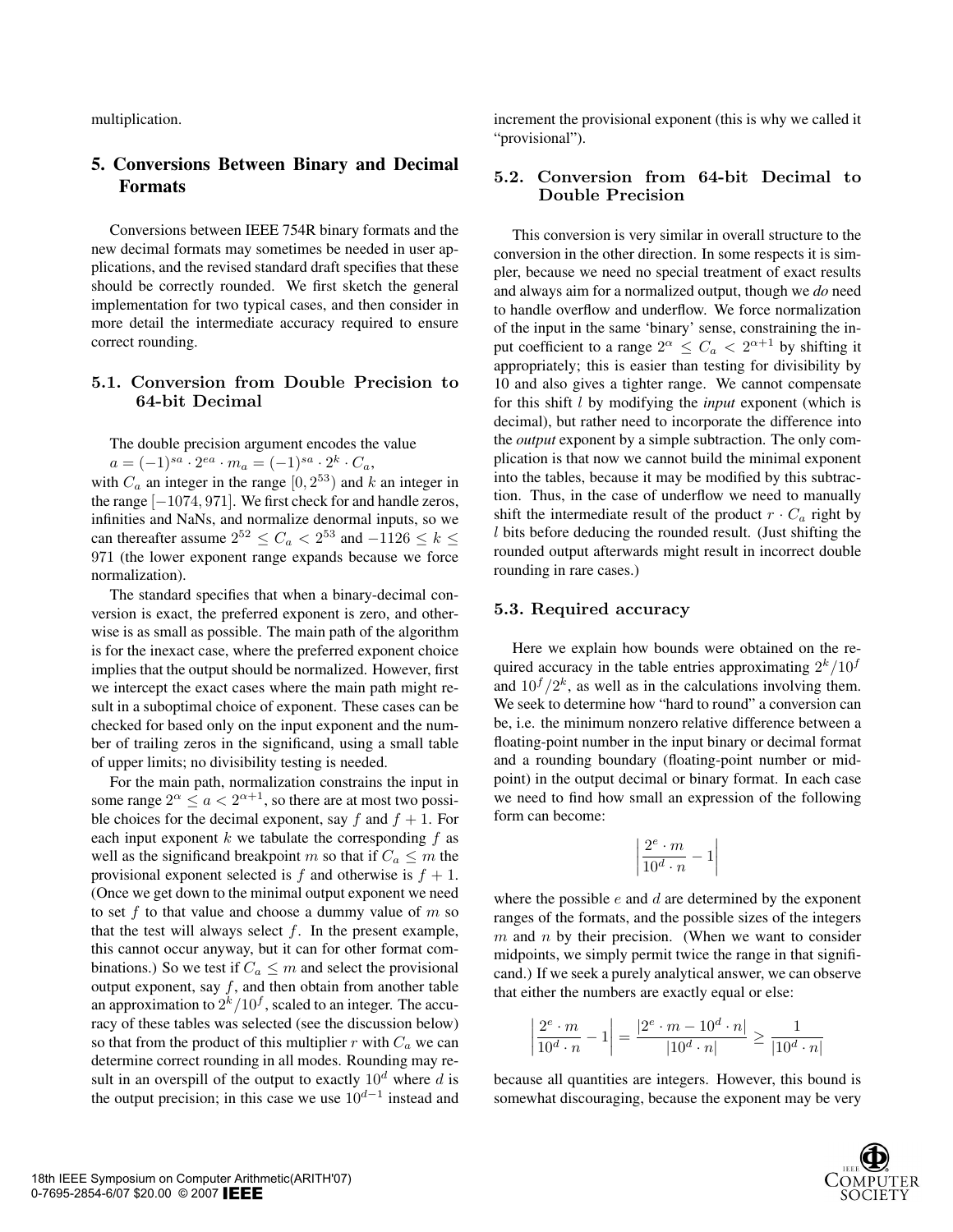multiplication.

## 5. Conversions Between Binary and Decimal Formats

Conversions between IEEE 754R binary formats and the new decimal formats may sometimes be needed in user applications, and the revised standard draft specifies that these should be correctly rounded. We first sketch the general implementation for two typical cases, and then consider in more detail the intermediate accuracy required to ensure correct rounding.

### 5.1. Conversion from Double Precision to 64-bit Decimal

The double precision argument encodes the value $a = (-1)^{sa} \cdot 2^{ea} \cdot m_a = (-1)^{sa} \cdot 2^k \cdot C_a$, with $C_a$ an integer in the range $[0, 2^{53})$ and $k$ an integer in the range $[-1074, 971]$. We first check for and handle zeros, infinities and NaNs, and normalize denormal inputs, so we can thereafter assume $2^{52} \leq C_a < 2^{53}$ and $-1126 \leq k \leq 971$ (the lower exponent range expands because we force normalization).

The standard specifies that when a binary-decimal conversion is exact, the preferred exponent is zero, and otherwise is as small as possible. The main path of the algorithm is for the inexact case, where the preferred exponent choice implies that the output should be normalized. However, first we intercept the exact cases where the main path might result in a suboptimal choice of exponent. These cases can be checked for based only on the input exponent and the number of trailing zeros in the significand, using a small table of upper limits; no divisibility testing is needed.

For the main path, normalization constrains the input in some range $2^\alpha \leq a < 2^{\alpha+1}$, so there are at most two possible choices for the decimal exponent, say $f$ and $f+1$. For each input exponent $k$ we tabulate the corresponding $f$ as well as the significand breakpoint $m$ so that if $C_a \leq m$ the provisional exponent selected is $f$ and otherwise is $f+1$. (Once we get down to the minimal output exponent we need to set $f$ to that value and choose a dummy value of $m$ so that the test will always select $f$. In the present example, this cannot occur anyway, but it can for other format combinations.) So we test if $C_a \leq m$ and select the provisional output exponent, say $f$, and then obtain from another table an approximation to $2^k/10^f$, scaled to an integer. The accuracy of these tables was selected (see the discussion below) so that from the product of this multiplier $r$ with $C_a$ we can determine correct rounding in all modes. Rounding may result in an overspill of the output to exactly $10^d$ where $d$ is the output precision; in this case we use $10^{d-1}$ instead and increment the provisional exponent (this is why we called it "provisional").

### 5.2. Conversion from 64-bit Decimal to Double Precision

This conversion is very similar in overall structure to the conversion in the other direction. In some respects it is simpler, because we need no special treatment of exact results and always aim for a normalized output, though we *do* need to handle overflow and underflow. We force normalization of the input in the same 'binary' sense, constraining the input coefficient to a range $2^\alpha \leq C_a < 2^{\alpha+1}$ by shifting it appropriately; this is easier than testing for divisibility by 10 and also gives a tighter range. We cannot compensate for this shift $l$ by modifying the *input* exponent (which is decimal), but rather need to incorporate the difference into the *output* exponent by a simple subtraction. The only complication is that now we cannot build the minimal exponent into the tables, because it may be modified by this subtraction. Thus, in the case of underflow we need to manually shift the intermediate result of the product $r \cdot C_a$ right by $l$ bits before deducing the rounded result. (Just shifting the rounded output afterwards might result in incorrect double rounding in rare cases.)

### 5.3. Required accuracy

Here we explain how bounds were obtained on the required accuracy in the table entries approximating $2^k/10^f$ and $10^f/2^k$, as well as in the calculations involving them. We seek to determine how "hard to round" a conversion can be, i.e. the minimum nonzero relative difference between a floating-point number in the input binary or decimal format and a rounding boundary (floating-point number or midpoint) in the output decimal or binary format. In each case we need to find how small an expression of the following form can become:

$$\left| \frac{2^e \cdot m}{10^d \cdot n} - 1 \right|$$

where the possible $e$ and $d$ are determined by the exponent ranges of the formats, and the possible sizes of the integers $m$ and $n$ by their precision. (When we want to consider midpoints, we simply permit twice the range in that significand.) If we seek a purely analytical answer, we can observe that either the numbers are exactly equal or else:

$$\left| \frac{2^e \cdot m}{10^d \cdot n} - 1 \right| = \frac{|2^e \cdot m - 10^d \cdot n|}{|10^d \cdot n|} \geq \frac{1}{|10^d \cdot n|}$$

because all quantities are integers. However, this bound is somewhat discouraging, because the exponent may be very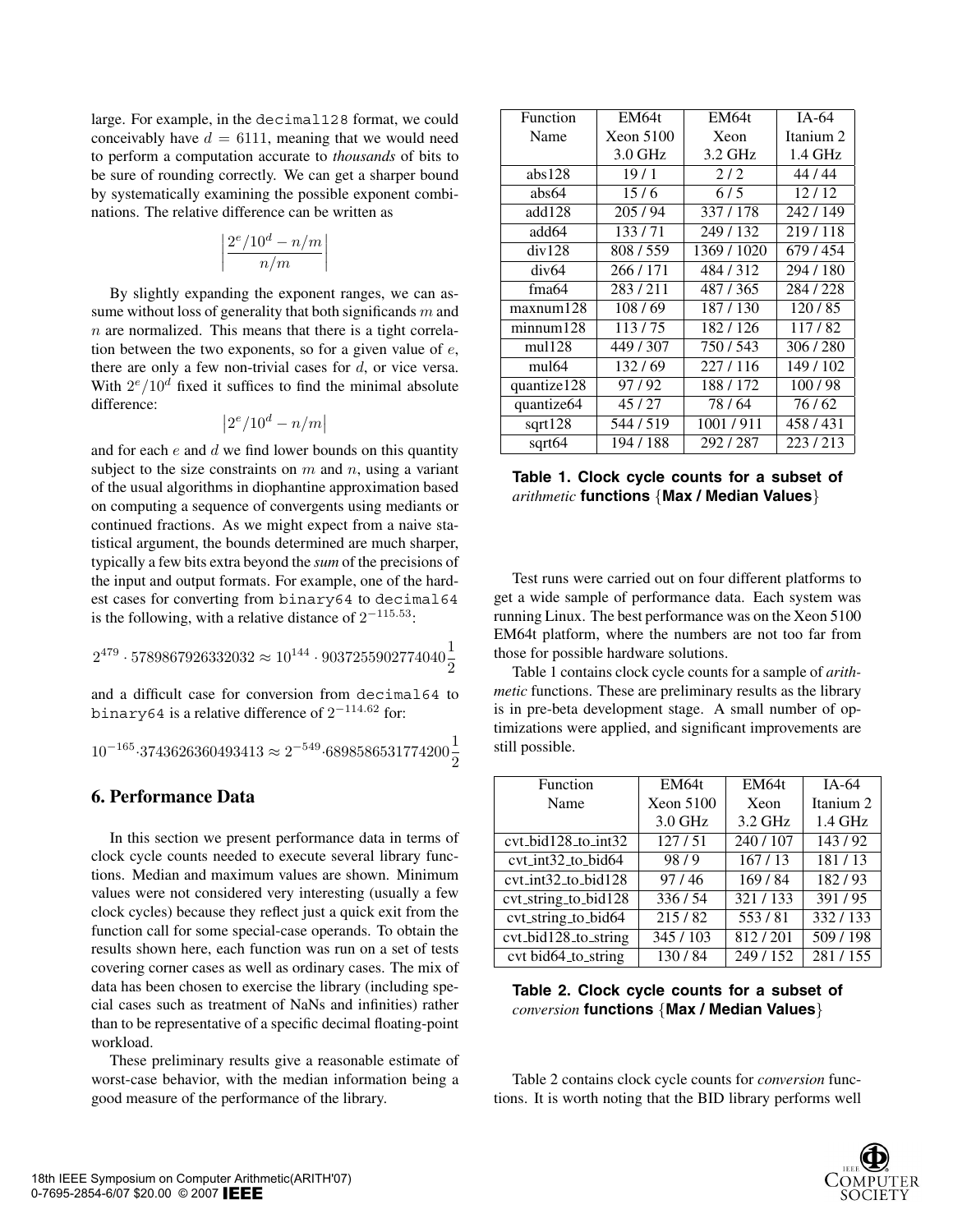large. For example, in the decimal128 format, we could conceivably have $d = 6111$, meaning that we would need to perform a computation accurate to *thousands* of bits to be sure of rounding correctly. We can get a sharper bound by systematically examining the possible exponent combinations. The relative difference can be written as

$$\left|\frac{2^e/10^d - n/m}{n/m}\right|$$

By slightly expanding the exponent ranges, we can assume without loss of generality that both significands $m$ and $n$ are normalized. This means that there is a tight correlation between the two exponents, so for a given value of $e$, there are only a few non-trivial cases for $d$, or vice versa. With $2^e/10^d$ fixed it suffices to find the minimal absolute difference:

$$\left|2^e/10^d - n/m\right|$$

and for each $e$ and $d$ we find lower bounds on this quantity subject to the size constraints on $m$ and $n$, using a variant of the usual algorithms in diophantine approximation based on computing a sequence of convergents using mediants or continued fractions. As we might expect from a naive statistical argument, the bounds determined are much sharper, typically a few bits extra beyond the *sum* of the precisions of the input and output formats. For example, one of the hardest cases for converting from binary64 to decimal64 is the following, with a relative distance of $2^{-115.53}$:

$$2^{479} \cdot 5789867926332032 \approx 10^{144} \cdot 9037255902774040\frac{1}{2}$$

and a difficult case for conversion from decimal64 to binary64 is a relative difference of $2^{-114.62}$ for:

$$10^{-165} \cdot 3743626360493413 \approx 2^{-549} \cdot 6898586531774200\frac{1}{2}$$

## 6. Performance Data

In this section we present performance data in terms of clock cycle counts needed to execute several library functions. Median and maximum values are shown. Minimum values were not considered very interesting (usually a few clock cycles) because they reflect just a quick exit from the function call for some special-case operands. To obtain the results shown here, each function was run on a set of tests covering corner cases as well as ordinary cases. The mix of data has been chosen to exercise the library (including special cases such as treatment of NaNs and infinities) rather than to be representative of a specific decimal floating-point workload.

These preliminary results give a reasonable estimate of worst-case behavior, with the median information being a good measure of the performance of the library.

| Function Name | EM64t Xeon 5100 3.0 GHz | EM64t Xeon 3.2 GHz | IA-64 Itanium 2 1.4 GHz |
|---|---|---|---|
| abs128 | 19 / 1 | 2 / 2 | 44 / 44 |
| abs64 | 15 / 6 | 6 / 5 | 12 / 12 |
| add128 | 205 / 94 | 337 / 178 | 242 / 149 |
| add64 | 133 / 71 | 249 / 132 | 219 / 118 |
| div128 | 808 / 559 | 1369 / 1020 | 679 / 454 |
| div64 | 266 / 171 | 484 / 312 | 294 / 180 |
| fma64 | 283 / 211 | 487 / 365 | 284 / 228 |
| maxnum128 | 108 / 69 | 187 / 130 | 120 / 85 |
| minnum128 | 113 / 75 | 182 / 126 | 117 / 82 |
| mul128 | 449 / 307 | 750 / 543 | 306 / 280 |
| mul64 | 132 / 69 | 227 / 116 | 149 / 102 |
| quantize128 | 97 / 92 | 188 / 172 | 100 / 98 |
| quantize64 | 45 / 27 | 78 / 64 | 76 / 62 |
| sqrt128 | 544 / 519 | 1001 / 911 | 458 / 431 |
| sqrt64 | 194 / 188 | 292 / 287 | 223 / 213 |

**Table 1. Clock cycle counts for a subset of *arithmetic* functions {Max / Median Values}**

Test runs were carried out on four different platforms to get a wide sample of performance data. Each system was running Linux. The best performance was on the Xeon 5100 EM64t platform, where the numbers are not too far from those for possible hardware solutions.

Table 1 contains clock cycle counts for a sample of *arithmetic* functions. These are preliminary results as the library is in pre-beta development stage. A small number of optimizations were applied, and significant improvements are still possible.

| Function Name | EM64t Xeon 5100 3.0 GHz | EM64t Xeon 3.2 GHz | IA-64 Itanium 2 1.4 GHz |
|---|---|---|---|
| cvt_bid128_to_int32 | 127 / 51 | 240 / 107 | 143 / 92 |
| cvt_int32_to_bid64 | 98 / 9 | 167 / 13 | 181 / 13 |
| cvt_int32_to_bid128 | 97 / 46 | 169 / 84 | 182 / 93 |
| cvt_string_to_bid128 | 336 / 54 | 321 / 133 | 391 / 95 |
| cvt_string_to_bid64 | 215 / 82 | 553 / 81 | 332 / 133 |
| cvt_bid128_to_string | 345 / 103 | 812 / 201 | 509 / 198 |
| cvt bid64_to_string | 130 / 84 | 249 / 152 | 281 / 155 |

**Table 2. Clock cycle counts for a subset of *conversion* functions {Max / Median Values}**

Table 2 contains clock cycle counts for *conversion* functions. It is worth noting that the BID library performs well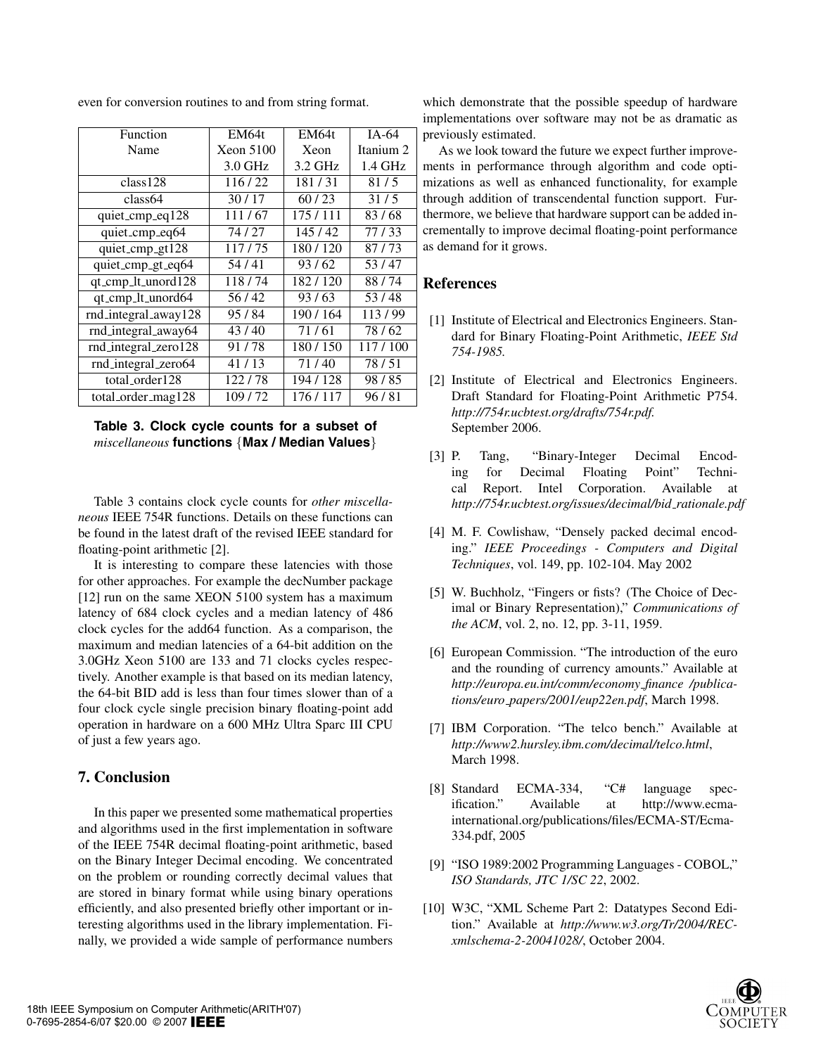even for conversion routines to and from string format.

| Function Name | EM64t Xeon 5100 3.0 GHz | EM64t Xeon 3.2 GHz | IA-64 Itanium 2 1.4 GHz |
|---|---|---|---|
| class128 | 116 / 22 | 181 / 31 | 81 / 5 |
| class64 | 30 / 17 | 60 / 23 | 31 / 5 |
| quiet_cmp_eq128 | 111 / 67 | 175 / 111 | 83 / 68 |
| quiet_cmp_eq64 | 74 / 27 | 145 / 42 | 77 / 33 |
| quiet_cmp_gt128 | 117 / 75 | 180 / 120 | 87 / 73 |
| quiet_cmp_gt_eq64 | 54 / 41 | 93 / 62 | 53 / 47 |
| qt_cmp_lt_unord128 | 118 / 74 | 182 / 120 | 88 / 74 |
| qt_cmp_lt_unord64 | 56 / 42 | 93 / 63 | 53 / 48 |
| rnd_integral_away128 | 95 / 84 | 190 / 164 | 113 / 99 |
| rnd_integral_away64 | 43 / 40 | 71 / 61 | 78 / 62 |
| rnd_integral_zero128 | 91 / 78 | 180 / 150 | 117 / 100 |
| rnd_integral_zero64 | 41 / 13 | 71 / 40 | 78 / 51 |
| total_order128 | 122 / 78 | 194 / 128 | 98 / 85 |
| total_order_mag128 | 109 / 72 | 176 / 117 | 96 / 81 |

**Table 3. Clock cycle counts for a subset of** *miscellaneous* **functions {Max / Median Values}**

Table 3 contains clock cycle counts for *other miscellaneous* IEEE 754R functions. Details on these functions can be found in the latest draft of the revised IEEE standard for floating-point arithmetic [2].

It is interesting to compare these latencies with those for other approaches. For example the decNumber package [12] run on the same XEON 5100 system has a maximum latency of 684 clock cycles and a median latency of 486 clock cycles for the add64 function. As a comparison, the maximum and median latencies of a 64-bit addition on the 3.0GHz Xeon 5100 are 133 and 71 clocks cycles respectively. Another example is that based on its median latency, the 64-bit BID add is less than four times slower than of a four clock cycle single precision binary floating-point add operation in hardware on a 600 MHz Ultra Sparc III CPU of just a few years ago.

## 7. Conclusion

In this paper we presented some mathematical properties and algorithms used in the first implementation in software of the IEEE 754R decimal floating-point arithmetic, based on the Binary Integer Decimal encoding. We concentrated on the problem or rounding correctly decimal values that are stored in binary format while using binary operations efficiently, and also presented briefly other important or interesting algorithms used in the library implementation. Finally, we provided a wide sample of performance numbers which demonstrate that the possible speedup of hardware implementations over software may not be as dramatic as previously estimated.

As we look toward the future we expect further improvements in performance through algorithm and code optimizations as well as enhanced functionality, for example through addition of transcendental function support. Furthermore, we believe that hardware support can be added incrementally to improve decimal floating-point performance as demand for it grows.

## References

[1] Institute of Electrical and Electronics Engineers. Standard for Binary Floating-Point Arithmetic, *IEEE Std 754-1985.*

[2] Institute of Electrical and Electronics Engineers. Draft Standard for Floating-Point Arithmetic P754. *http://754r.ucbtest.org/drafts/754r.pdf.* September 2006.

[3] P. Tang, "Binary-Integer Decimal Encoding for Decimal Floating Point" Technical Report. Intel Corporation. Available at *http://754r.ucbtest.org/issues/decimal/bid_rationale.pdf*

[4] M. F. Cowlishaw, "Densely packed decimal encoding." *IEEE Proceedings - Computers and Digital Techniques*, vol. 149, pp. 102-104. May 2002

[5] W. Buchholz, "Fingers or fists? (The Choice of Decimal or Binary Representation)," *Communications of the ACM*, vol. 2, no. 12, pp. 3-11, 1959.

[6] European Commission. "The introduction of the euro and the rounding of currency amounts." Available at *http://europa.eu.int/comm/economy_finance /publications/euro_papers/2001/eup22en.pdf*, March 1998.

[7] IBM Corporation. "The telco bench." Available at *http://www2.hursley.ibm.com/decimal/telco.html*, March 1998.

[8] Standard ECMA-334, "C# language specification." Available at http://www.ecma-international.org/publications/files/ECMA-ST/Ecma-334.pdf, 2005

[9] "ISO 1989:2002 Programming Languages - COBOL," *ISO Standards, JTC 1/SC 22*, 2002.

[10] W3C, "XML Scheme Part 2: Datatypes Second Edition." Available at *http://www.w3.org/Tr/2004/REC-xmlschema-2-20041028/*, October 2004.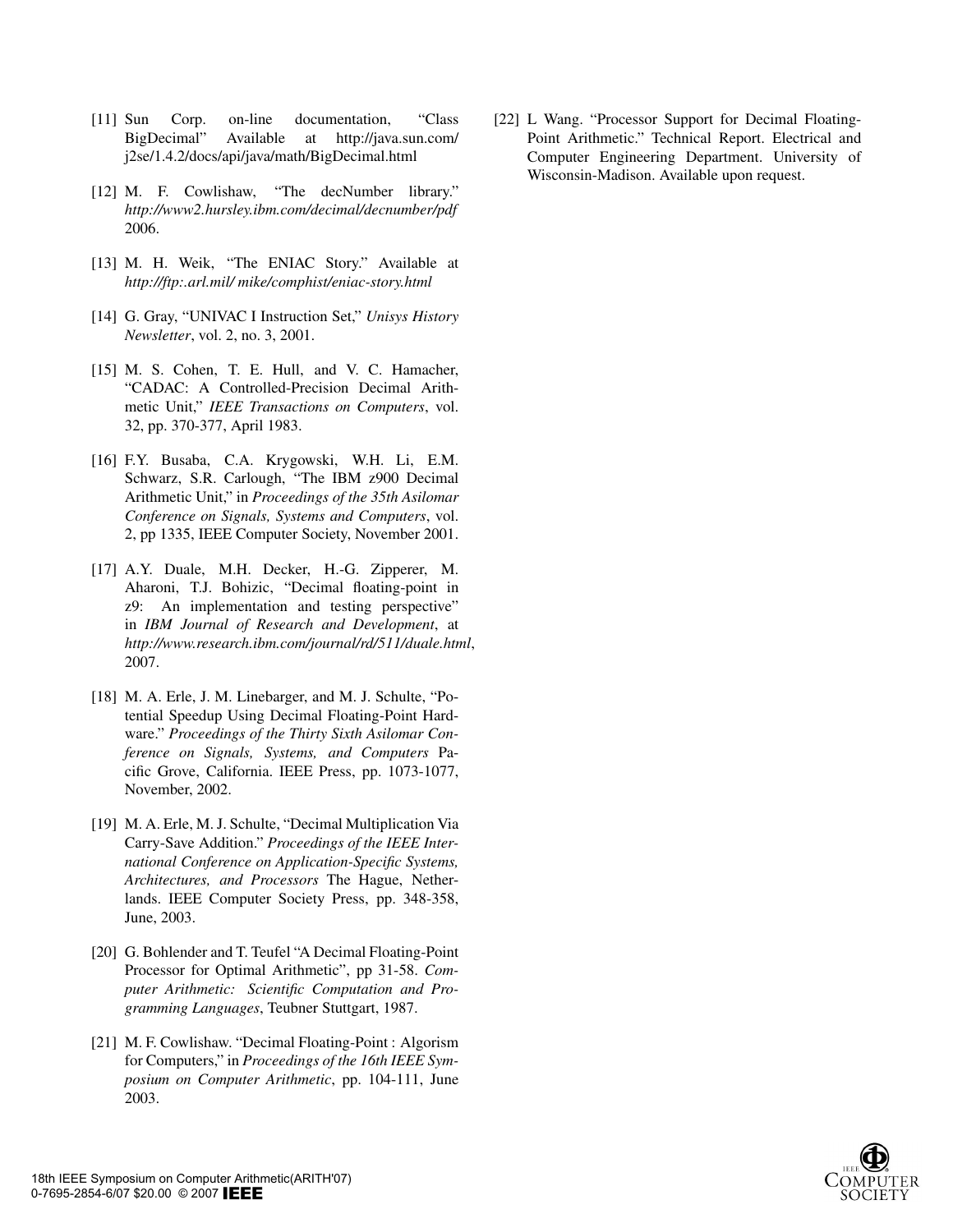[11] Sun Corp. on-line documentation, "Class BigDecimal" Available at http://java.sun.com/j2se/1.4.2/docs/api/java/math/BigDecimal.html

[12] M. F. Cowlishaw, "The decNumber library." *http://www2.hursley.ibm.com/decimal/decnumber/pdf* 2006.

[13] M. H. Weik, "The ENIAC Story." Available at *http://ftp:.arl.mil/ mike/comphist/eniac-story.html*

[14] G. Gray, "UNIVAC I Instruction Set," *Unisys History Newsletter*, vol. 2, no. 3, 2001.

[15] M. S. Cohen, T. E. Hull, and V. C. Hamacher, "CADAC: A Controlled-Precision Decimal Arithmetic Unit," *IEEE Transactions on Computers*, vol. 32, pp. 370-377, April 1983.

[16] F.Y. Busaba, C.A. Krygowski, W.H. Li, E.M. Schwarz, S.R. Carlough, "The IBM z900 Decimal Arithmetic Unit," in *Proceedings of the 35th Asilomar Conference on Signals, Systems and Computers*, vol. 2, pp 1335, IEEE Computer Society, November 2001.

[17] A.Y. Duale, M.H. Decker, H.-G. Zipperer, M. Aharoni, T.J. Bohizic, "Decimal floating-point in z9: An implementation and testing perspective" in *IBM Journal of Research and Development*, at *http://www.research.ibm.com/journal/rd/511/duale.html*, 2007.

[18] M. A. Erle, J. M. Linebarger, and M. J. Schulte, "Potential Speedup Using Decimal Floating-Point Hardware." *Proceedings of the Thirty Sixth Asilomar Conference on Signals, Systems, and Computers* Pacific Grove, California. IEEE Press, pp. 1073-1077, November, 2002.

[19] M. A. Erle, M. J. Schulte, "Decimal Multiplication Via Carry-Save Addition." *Proceedings of the IEEE International Conference on Application-Specific Systems, Architectures, and Processors* The Hague, Netherlands. IEEE Computer Society Press, pp. 348-358, June, 2003.

[20] G. Bohlender and T. Teufel "A Decimal Floating-Point Processor for Optimal Arithmetic", pp 31-58. *Computer Arithmetic: Scientific Computation and Programming Languages*, Teubner Stuttgart, 1987.

[21] M. F. Cowlishaw. "Decimal Floating-Point : Algorism for Computers," in *Proceedings of the 16th IEEE Symposium on Computer Arithmetic*, pp. 104-111, June 2003.

[22] L Wang. "Processor Support for Decimal Floating-Point Arithmetic." Technical Report. Electrical and Computer Engineering Department. University of Wisconsin-Madison. Available upon request.